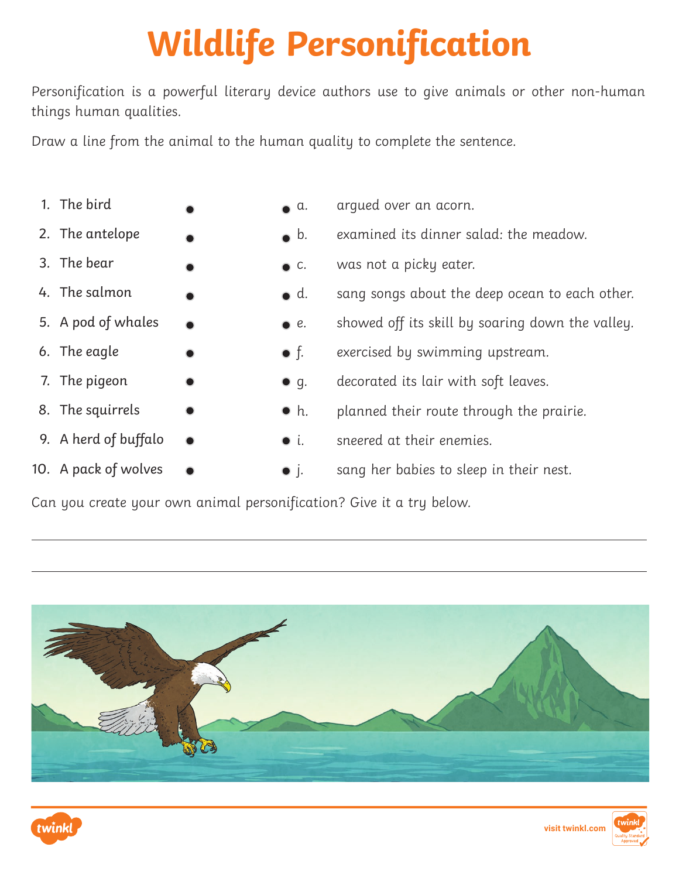# Wildlife Personification

Personification is a powerful literary device authors use to give animals or other non-human things human qualities.

Draw a line from the animal to the human quality to complete the sentence.

| | |
|---|---|
| 1. The bird | a. argued over an acorn. |
| 2. The antelope | b. examined its dinner salad: the meadow. |
| 3. The bear | c. was not a picky eater. |
| 4. The salmon | d. sang songs about the deep ocean to each other. |
| 5. A pod of whales | e. showed off its skill by soaring down the valley. |
| 6. The eagle | f. exercised by swimming upstream. |
| 7. The pigeon | g. decorated its lair with soft leaves. |
| 8. The squirrels | h. planned their route through the prairie. |
| 9. A herd of buffalo | i. sneered at their enemies. |
| 10. A pack of wolves | j. sang her babies to sleep in their nest. |

Can you create your own animal personification? Give it a try below.

_______________________________________________

_______________________________________________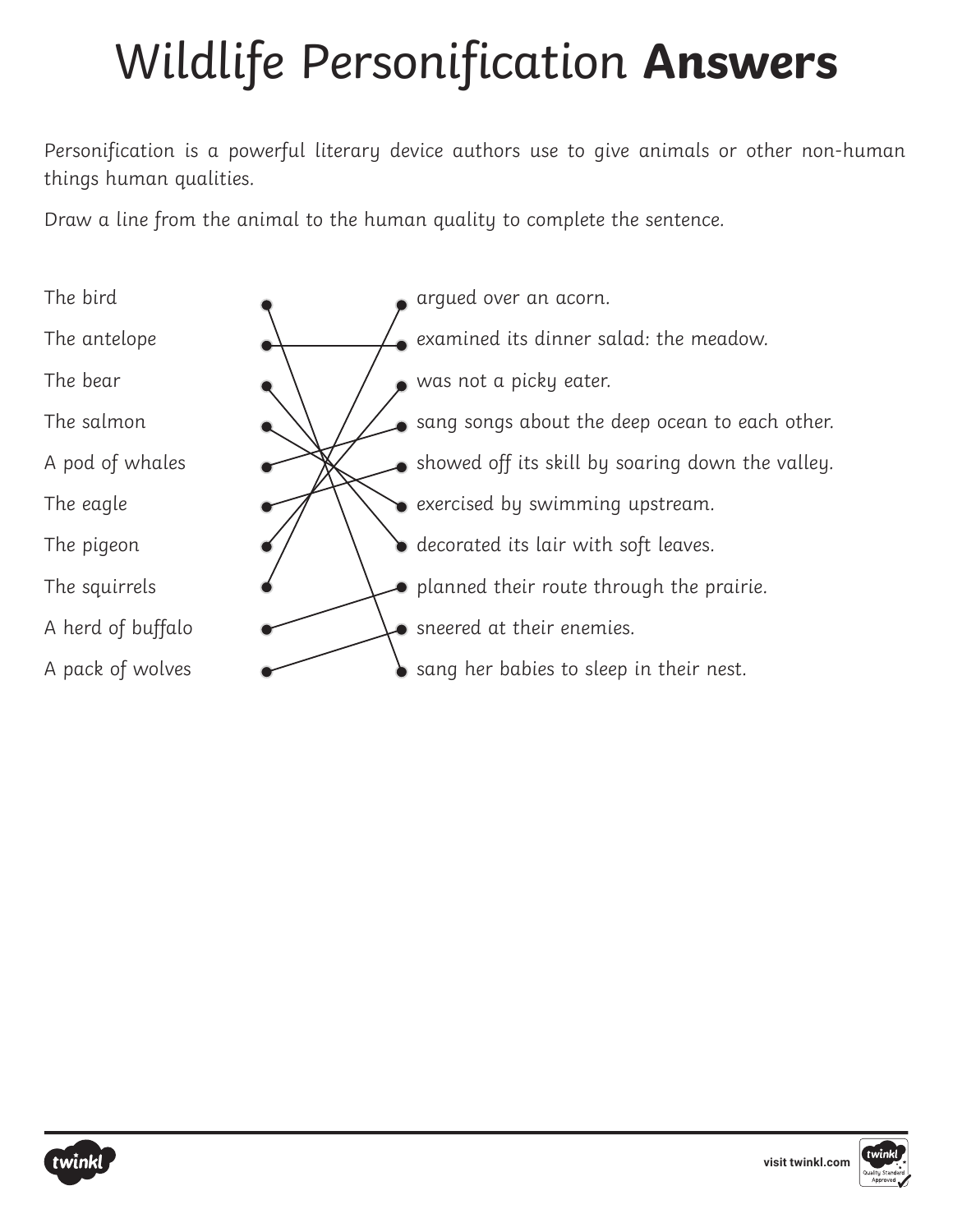# Wildlife Personification **Answers**

Personification is a powerful literary device authors use to give animals or other non-human things human qualities.

Draw a line from the animal to the human quality to complete the sentence.

The bird

The antelope

The bear

The salmon

A pod of whales

The eagle

The pigeon

The squirrels

A herd of buffalo

A pack of wolves

argued over an acorn.

examined its dinner salad: the meadow.

was not a picky eater.

sang songs about the deep ocean to each other.

showed off its skill by soaring down the valley.

exercised by swimming upstream.

decorated its lair with soft leaves.

planned their route through the prairie.

sneered at their enemies.

sang her babies to sleep in their nest.